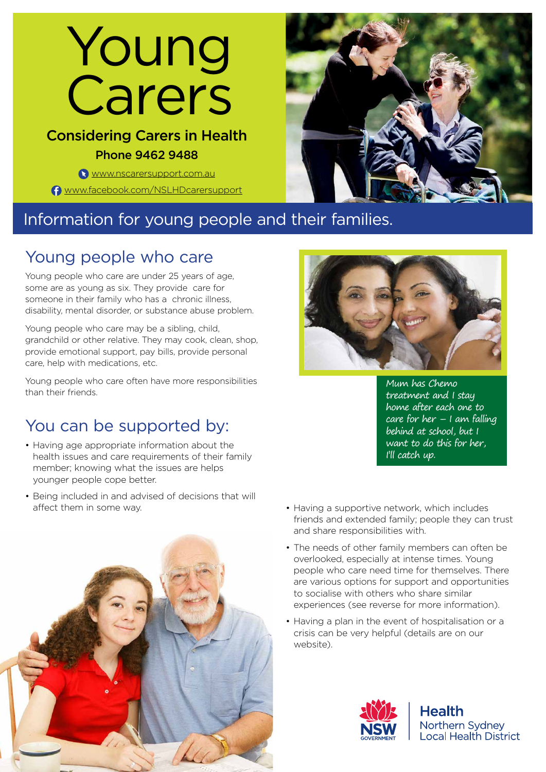# Young Carers

## Considering Carers in Health

**Phone 9462 9488**

www.nscarersupport.com.au

www.facebook.com/NSLHDcarersupport

Information for young people and their families.

## Young people who care

Young people who care are under 25 years of age, some are as young as six. They provide care for someone in their family who has a chronic illness, disability, mental disorder, or substance abuse problem.

Young people who care may be a sibling, child, grandchild or other relative. They may cook, clean, shop, provide emotional support, pay bills, provide personal care, help with medications, etc.

Young people who care often have more responsibilities than their friends.

*Mum has Chemo treatment and I stay home after each one to care for her – I am falling behind at school, but I want to do this for her, I'll catch up.*

## You can be supported by:

- Having age appropriate information about the health issues and care requirements of their family member; knowing what the issues are helps younger people cope better.
- Being included in and advised of decisions that will affect them in some way.
- Having a supportive network, which includes friends and extended family; people they can trust and share responsibilities with.
- The needs of other family members can often be overlooked, especially at intense times. Young people who care need time for themselves. There are various options for support and opportunities to socialise with others who share similar experiences (see reverse for more information).
- Having a plan in the event of hospitalisation or a crisis can be very helpful (details are on our website).

NSW Government Health – Northern Sydney Local Health District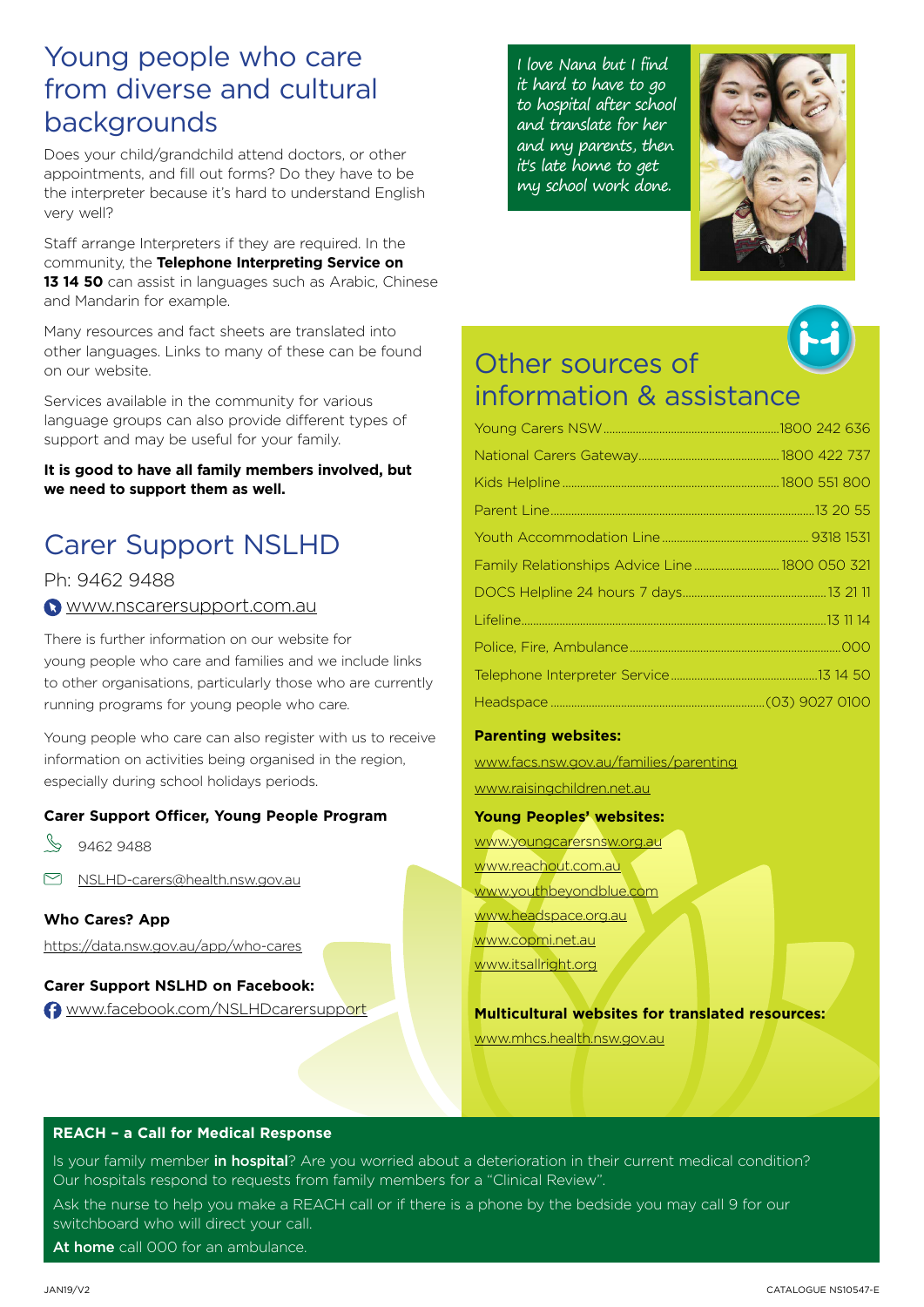## Young people who care from diverse and cultural backgrounds

Does your child/grandchild attend doctors, or other appointments, and fill out forms? Do they have to be the interpreter because it's hard to understand English very well?

Staff arrange Interpreters if they are required. In the community, the **Telephone Interpreting Service on 13 14 50** can assist in languages such as Arabic, Chinese and Mandarin for example.

Many resources and fact sheets are translated into other languages. Links to many of these can be found on our website.

Services available in the community for various language groups can also provide different types of support and may be useful for your family.

**It is good to have all family members involved, but we need to support them as well.**

*I love Nana but I find it hard to have to go to hospital after school and translate for her and my parents, then it's late home to get my school work done.*

## Carer Support NSLHD

Ph: 9462 9488

www.nscarersupport.com.au

There is further information on our website for young people who care and families and we include links to other organisations, particularly those who are currently running programs for young people who care.

Young people who care can also register with us to receive information on activities being organised in the region, especially during school holidays periods.

**Carer Support Officer, Young People Program**

9462 9488

NSLHD-carers@health.nsw.gov.au

**Who Cares? App**

https://data.nsw.gov.au/app/who-cares

**Carer Support NSLHD on Facebook:**

www.facebook.com/NSLHDcarersupport

## Other sources of information & assistance

| | |
|---|---|
| Young Carers NSW | 1800 242 636 |
| National Carers Gateway | 1800 422 737 |
| Kids Helpline | 1800 551 800 |
| Parent Line | 13 20 55 |
| Youth Accommodation Line | 9318 1531 |
| Family Relationships Advice Line | 1800 050 321 |
| DOCS Helpline 24 hours 7 days | 13 21 11 |
| Lifeline | 13 11 14 |
| Police, Fire, Ambulance | 000 |
| Telephone Interpreter Service | 13 14 50 |
| Headspace | (03) 9027 0100 |

**Parenting websites:**

www.facs.nsw.gov.au/families/parenting

www.raisingchildren.net.au

**Young Peoples' websites:**

www.youngcarersnsw.org.au

www.reachout.com.au

www.youthbeyondblue.com

www.headspace.org.au

www.copmi.net.au

www.itsallright.org

**Multicultural websites for translated resources:**

www.mhcs.health.nsw.gov.au

**REACH – a Call for Medical Response**

Is your family member **in hospital**? Are you worried about a deterioration in their current medical condition? Our hospitals respond to requests from family members for a "Clinical Review".

Ask the nurse to help you make a REACH call or if there is a phone by the bedside you may call 9 for our switchboard who will direct your call.

**At home** call 000 for an ambulance.

JAN19/V2

CATALOGUE NS10547-E